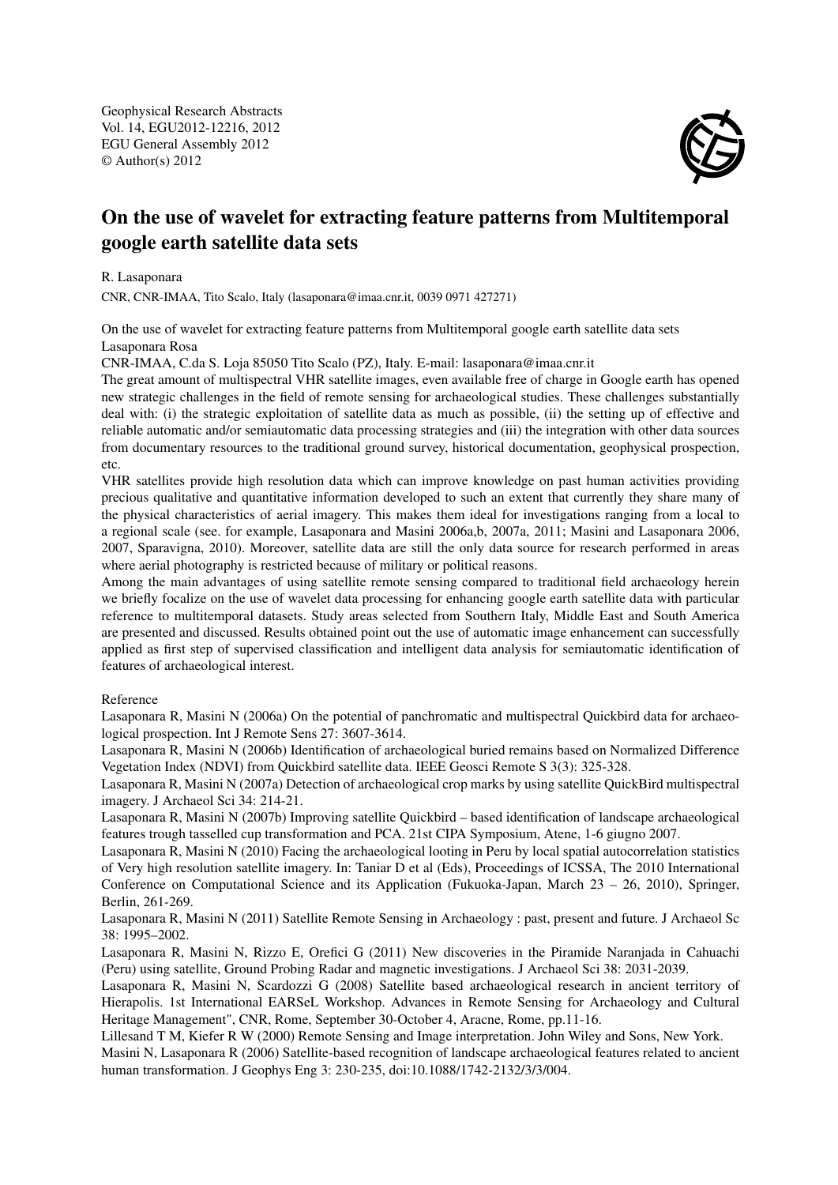Geophysical Research Abstracts
Vol. 14, EGU2012-12216, 2012
EGU General Assembly 2012
© Author(s) 2012

# On the use of wavelet for extracting feature patterns from Multitemporal google earth satellite data sets

R. Lasaponara

CNR, CNR-IMAA, Tito Scalo, Italy (lasaponara@imaa.cnr.it, 0039 0971 427271)

On the use of wavelet for extracting feature patterns from Multitemporal google earth satellite data sets
Lasaponara Rosa
CNR-IMAA, C.da S. Loja 85050 Tito Scalo (PZ), Italy. E-mail: lasaponara@imaa.cnr.it

The great amount of multispectral VHR satellite images, even available free of charge in Google earth has opened new strategic challenges in the field of remote sensing for archaeological studies. These challenges substantially deal with: (i) the strategic exploitation of satellite data as much as possible, (ii) the setting up of effective and reliable automatic and/or semiautomatic data processing strategies and (iii) the integration with other data sources from documentary resources to the traditional ground survey, historical documentation, geophysical prospection, etc.

VHR satellites provide high resolution data which can improve knowledge on past human activities providing precious qualitative and quantitative information developed to such an extent that currently they share many of the physical characteristics of aerial imagery. This makes them ideal for investigations ranging from a local to a regional scale (see. for example, Lasaponara and Masini 2006a,b, 2007a, 2011; Masini and Lasaponara 2006, 2007, Sparavigna, 2010). Moreover, satellite data are still the only data source for research performed in areas where aerial photography is restricted because of military or political reasons.

Among the main advantages of using satellite remote sensing compared to traditional field archaeology herein we briefly focalize on the use of wavelet data processing for enhancing google earth satellite data with particular reference to multitemporal datasets. Study areas selected from Southern Italy, Middle East and South America are presented and discussed. Results obtained point out the use of automatic image enhancement can successfully applied as first step of supervised classification and intelligent data analysis for semiautomatic identification of features of archaeological interest.

Reference

Lasaponara R, Masini N (2006a) On the potential of panchromatic and multispectral Quickbird data for archaeological prospection. Int J Remote Sens 27: 3607-3614.

Lasaponara R, Masini N (2006b) Identification of archaeological buried remains based on Normalized Difference Vegetation Index (NDVI) from Quickbird satellite data. IEEE Geosci Remote S 3(3): 325-328.

Lasaponara R, Masini N (2007a) Detection of archaeological crop marks by using satellite QuickBird multispectral imagery. J Archaeol Sci 34: 214-21.

Lasaponara R, Masini N (2007b) Improving satellite Quickbird – based identification of landscape archaeological features trough tasselled cup transformation and PCA. 21st CIPA Symposium, Atene, 1-6 giugno 2007.

Lasaponara R, Masini N (2010) Facing the archaeological looting in Peru by local spatial autocorrelation statistics of Very high resolution satellite imagery. In: Taniar D et al (Eds), Proceedings of ICSSA, The 2010 International Conference on Computational Science and its Application (Fukuoka-Japan, March 23 – 26, 2010), Springer, Berlin, 261-269.

Lasaponara R, Masini N (2011) Satellite Remote Sensing in Archaeology : past, present and future. J Archaeol Sc 38: 1995–2002.

Lasaponara R, Masini N, Rizzo E, Orefici G (2011) New discoveries in the Piramide Naranjada in Cahuachi (Peru) using satellite, Ground Probing Radar and magnetic investigations. J Archaeol Sci 38: 2031-2039.

Lasaponara R, Masini N, Scardozzi G (2008) Satellite based archaeological research in ancient territory of Hierapolis. 1st International EARSeL Workshop. Advances in Remote Sensing for Archaeology and Cultural Heritage Management", CNR, Rome, September 30-October 4, Aracne, Rome, pp.11-16.

Lillesand T M, Kiefer R W (2000) Remote Sensing and Image interpretation. John Wiley and Sons, New York.

Masini N, Lasaponara R (2006) Satellite-based recognition of landscape archaeological features related to ancient human transformation. J Geophys Eng 3: 230-235, doi:10.1088/1742-2132/3/3/004.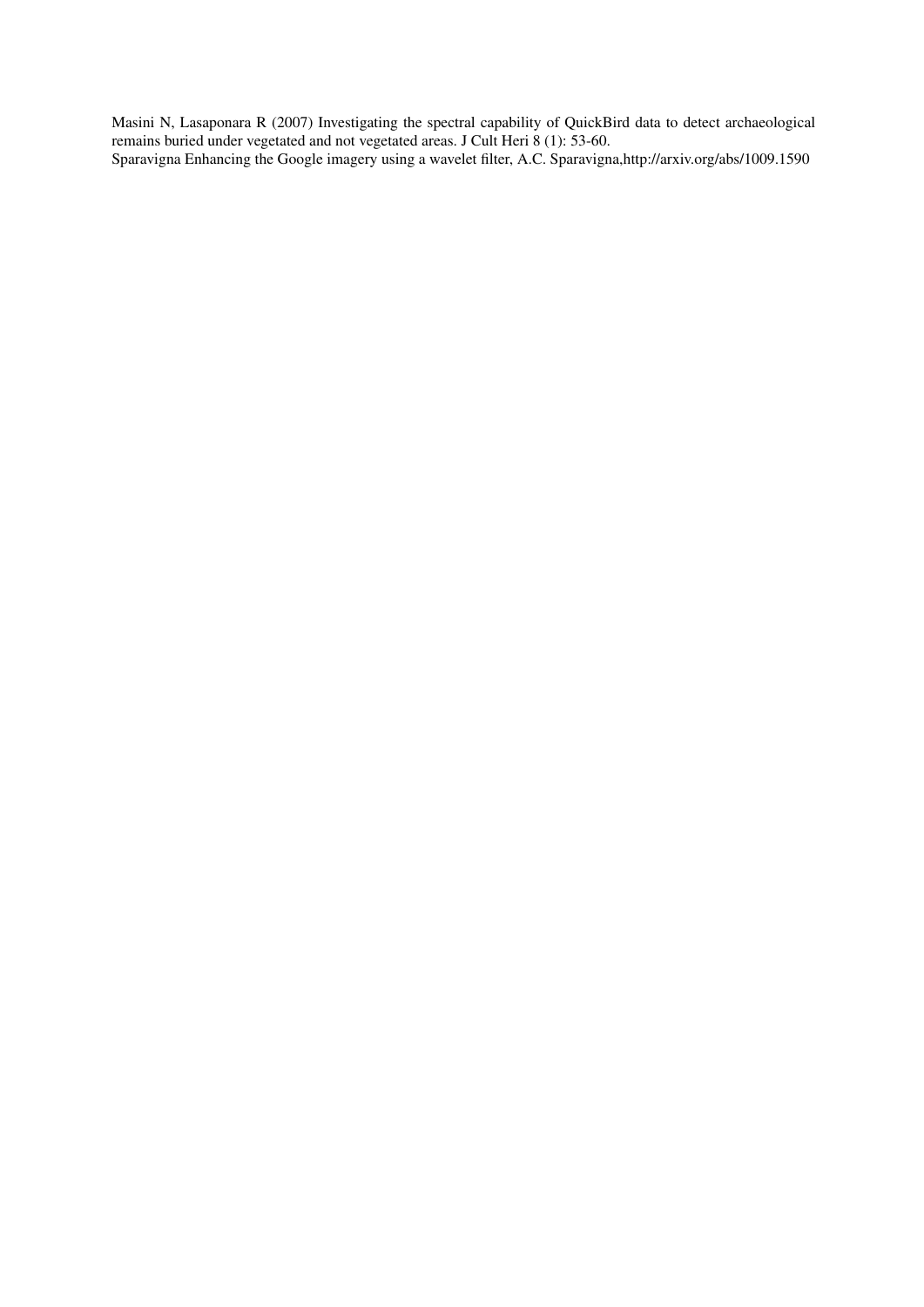Masini N, Lasaponara R (2007) Investigating the spectral capability of QuickBird data to detect archaeological remains buried under vegetated and not vegetated areas. J Cult Heri 8 (1): 53-60.

Sparavigna Enhancing the Google imagery using a wavelet filter, A.C. Sparavigna,http://arxiv.org/abs/1009.1590